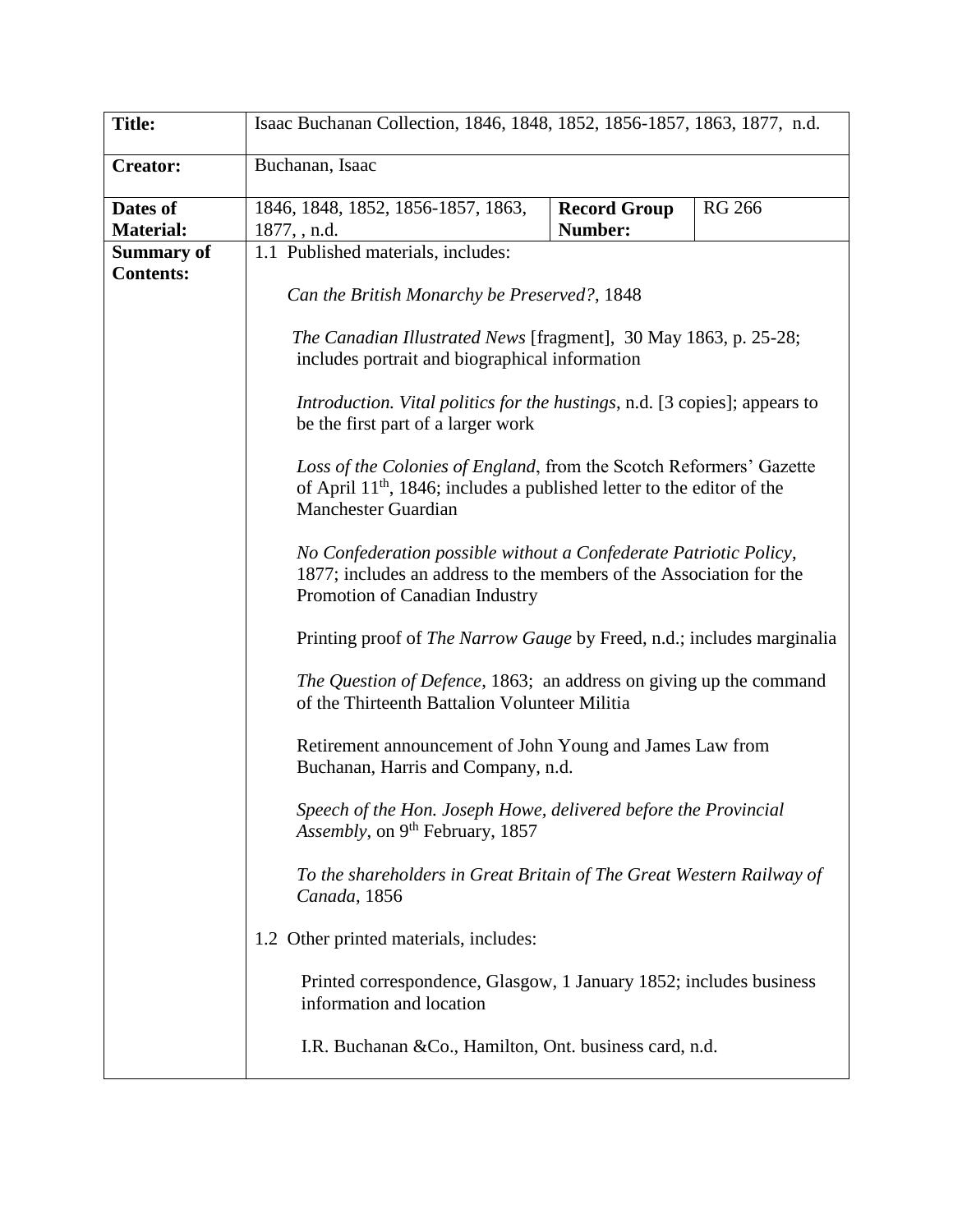| **Title:** | Isaac Buchanan Collection, 1846, 1848, 1852, 1856-1857, 1863, 1877, n.d. | | |
|---|---|---|---|
| **Creator:** | Buchanan, Isaac | | |
| **Dates of Material:** | 1846, 1848, 1852, 1856-1857, 1863, 1877, , n.d. | **Record Group Number:** | RG 266 |
| **Summary of Contents:** | 1.1 Published materials, includes:<br><br>*Can the British Monarchy be Preserved?*, 1848<br><br>*The Canadian Illustrated News* [fragment], 30 May 1863, p. 25-28; includes portrait and biographical information<br><br>*Introduction. Vital politics for the hustings*, n.d. [3 copies]; appears to be the first part of a larger work<br><br>*Loss of the Colonies of England*, from the Scotch Reformers' Gazette of April 11th, 1846; includes a published letter to the editor of the Manchester Guardian<br><br>*No Confederation possible without a Confederate Patriotic Policy*, 1877; includes an address to the members of the Association for the Promotion of Canadian Industry<br><br>Printing proof of *The Narrow Gauge* by Freed, n.d.; includes marginalia<br><br>*The Question of Defence*, 1863; an address on giving up the command of the Thirteenth Battalion Volunteer Militia<br><br>Retirement announcement of John Young and James Law from Buchanan, Harris and Company, n.d.<br><br>*Speech of the Hon. Joseph Howe, delivered before the Provincial Assembly*, on 9th February, 1857<br><br>*To the shareholders in Great Britain of The Great Western Railway of Canada*, 1856<br><br>1.2 Other printed materials, includes:<br><br>Printed correspondence, Glasgow, 1 January 1852; includes business information and location<br><br>I.R. Buchanan &Co., Hamilton, Ont. business card, n.d. | | |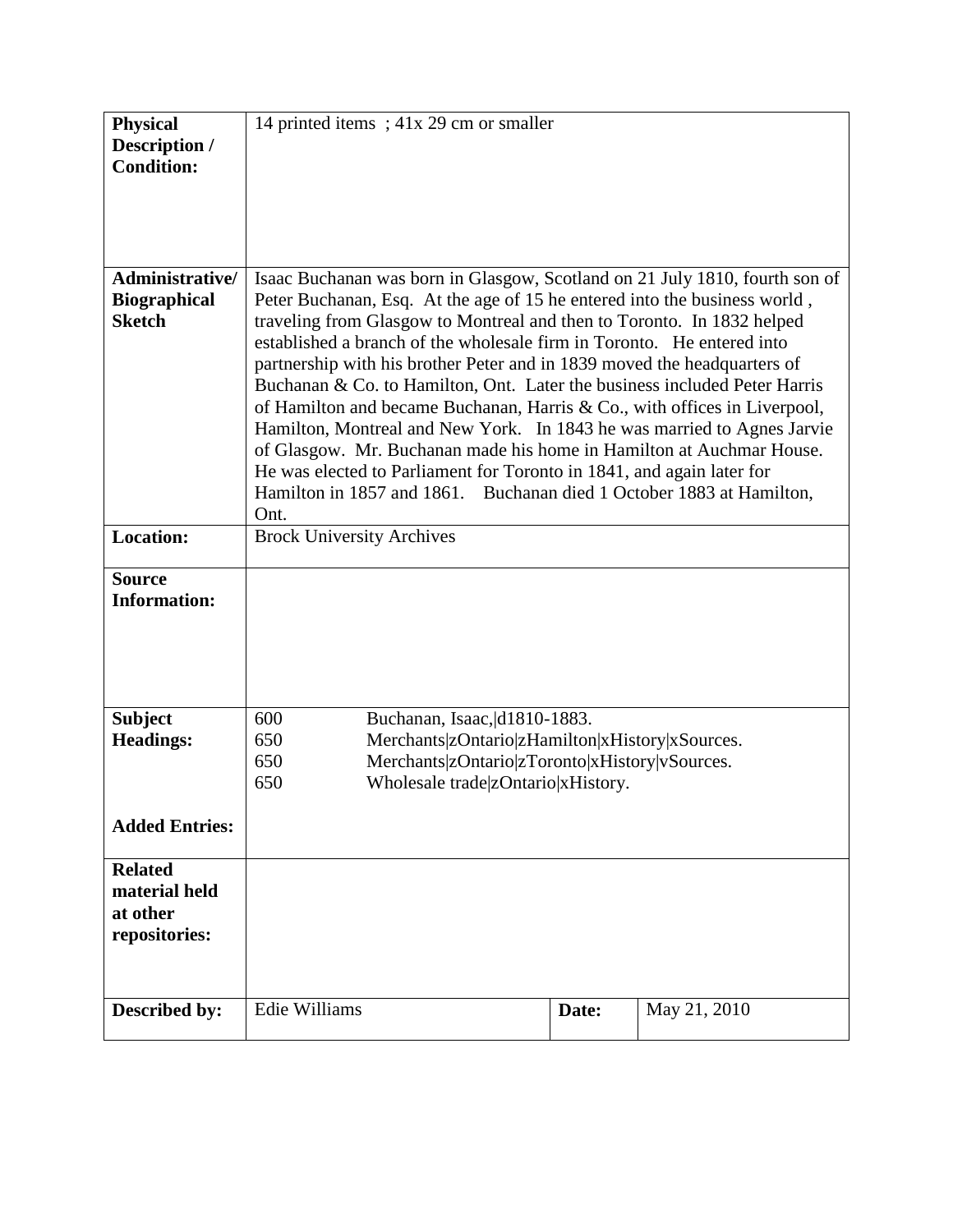| | | | |
|---|---|---|---|
| **Physical Description / Condition:** | 14 printed items ; 41x 29 cm or smaller | | |
| **Administrative/ Biographical Sketch** | Isaac Buchanan was born in Glasgow, Scotland on 21 July 1810, fourth son of Peter Buchanan, Esq. At the age of 15 he entered into the business world , traveling from Glasgow to Montreal and then to Toronto. In 1832 helped established a branch of the wholesale firm in Toronto. He entered into partnership with his brother Peter and in 1839 moved the headquarters of Buchanan & Co. to Hamilton, Ont. Later the business included Peter Harris of Hamilton and became Buchanan, Harris & Co., with offices in Liverpool, Hamilton, Montreal and New York. In 1843 he was married to Agnes Jarvie of Glasgow. Mr. Buchanan made his home in Hamilton at Auchmar House. He was elected to Parliament for Toronto in 1841, and again later for Hamilton in 1857 and 1861. Buchanan died 1 October 1883 at Hamilton, Ont. | | |
| **Location:** | Brock University Archives | | |
| **Source Information:** | | | |
| **Subject Headings:**<br><br>**Added Entries:** | 600 Buchanan, Isaac,\|d1810-1883.<br>650 Merchants\|zOntario\|zHamilton\|xHistory\|xSources.<br>650 Merchants\|zOntario\|zToronto\|xHistory\|vSources.<br>650 Wholesale trade\|zOntario\|xHistory. | | |
| **Related material held at other repositories:** | | | |
| **Described by:** | Edie Williams | **Date:** | May 21, 2010 |